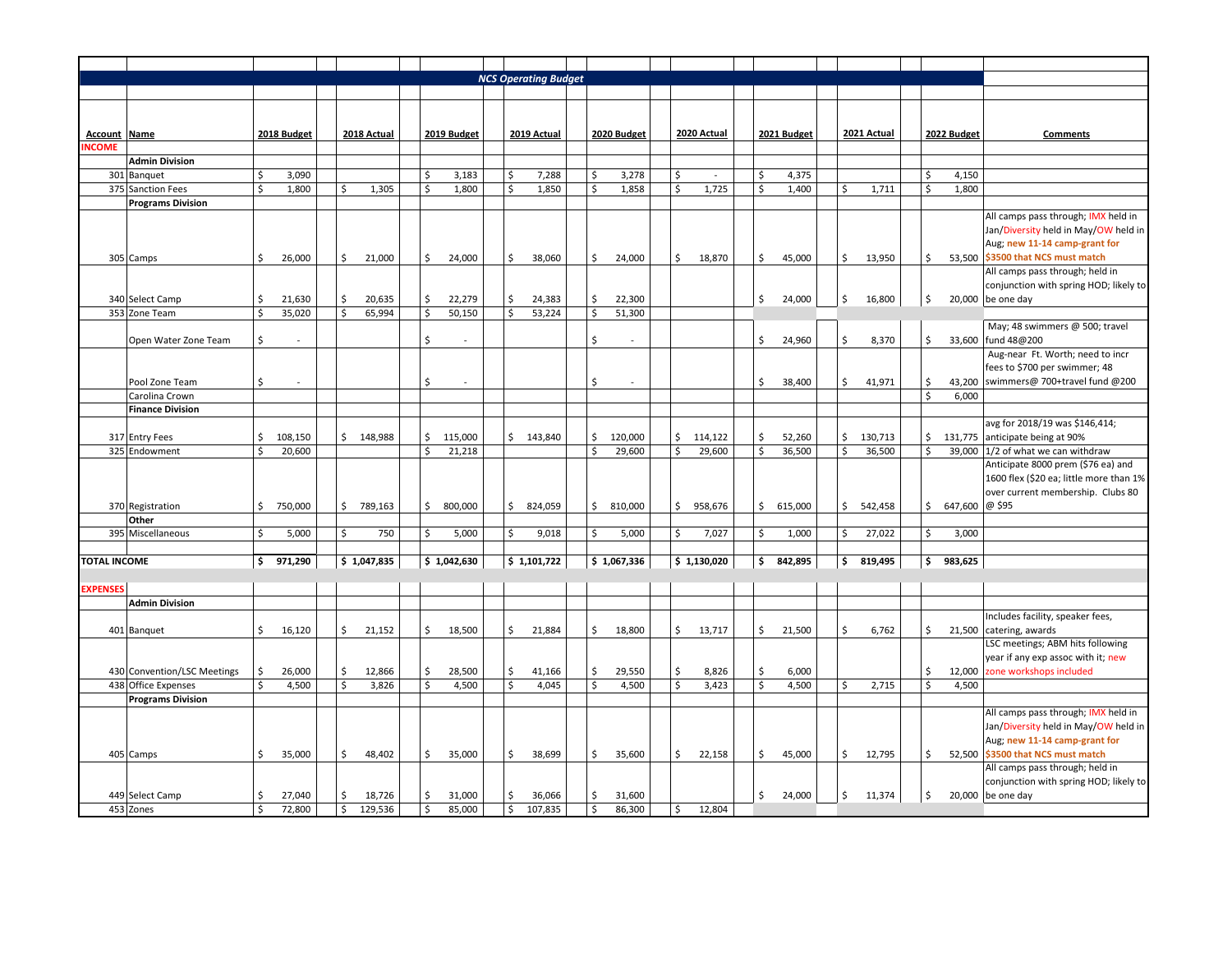## NCS Operating Budget

| Account | Name | 2018 Budget | 2018 Actual | 2019 Budget | 2019 Actual | 2020 Budget | 2020 Actual | 2021 Budget | 2021 Actual | 2022 Budget | Comments |
|---|---|---|---|---|---|---|---|---|---|---|---|
| **INCOME** | | | | | | | | | | | |
| | **Admin Division** | | | | | | | | | | |
| 301 | Banquet | $ 3,090 | | $ 3,183 | $ 7,288 | $ 3,278 | $ - | $ 4,375 | | $ 4,150 | |
| 375 | Sanction Fees | $ 1,800 | $ 1,305 | $ 1,800 | $ 1,850 | $ 1,858 | $ 1,725 | $ 1,400 | $ 1,711 | $ 1,800 | |
| | **Programs Division** | | | | | | | | | | |
| 305 | Camps | $ 26,000 | $ 21,000 | $ 24,000 | $ 38,060 | $ 24,000 | $ 18,870 | $ 45,000 | $ 13,950 | $ 53,500 | All camps pass through; IMX held in Jan/Diversity held in May/OW held in Aug; **new 11-14 camp-grant for $3500 that NCS must match** |
| 340 | Select Camp | $ 21,630 | $ 20,635 | $ 22,279 | $ 24,383 | $ 22,300 | | $ 24,000 | $ 16,800 | $ 20,000 | All camps pass through; held in conjunction with spring HOD; likely to be one day |
| 353 | Zone Team | $ 35,020 | $ 65,994 | $ 50,150 | $ 53,224 | $ 51,300 | | | | | |
| | Open Water Zone Team | $ - | | $ - | | $ - | | $ 24,960 | $ 8,370 | $ 33,600 | May; 48 swimmers @ 500; travel fund 48@200 |
| | Pool Zone Team | $ - | | $ - | | $ - | | $ 38,400 | $ 41,971 | $ 43,200 | Aug-near Ft. Worth; need to incr fees to $700 per swimmer; 48 swimmers@ 700+travel fund @200 |
| | Carolina Crown | | | | | | | | | $ 6,000 | |
| | **Finance Division** | | | | | | | | | | |
| 317 | Entry Fees | $ 108,150 | $ 148,988 | $ 115,000 | $ 143,840 | $ 120,000 | $ 114,122 | $ 52,260 | $ 130,713 | $ 131,775 | avg for 2018/19 was $146,414; anticipate being at 90% |
| 325 | Endowment | $ 20,600 | | $ 21,218 | | $ 29,600 | $ 29,600 | $ 36,500 | $ 36,500 | $ 39,000 | 1/2 of what we can withdraw |
| 370 | Registration | $ 750,000 | $ 789,163 | $ 800,000 | $ 824,059 | $ 810,000 | $ 958,676 | $ 615,000 | $ 542,458 | $ 647,600 | Anticipate 8000 prem ($76 ea) and 1600 flex ($20 ea; little more than 1% over current membership. Clubs 80 @ $95 |
| | **Other** | | | | | | | | | | |
| 395 | Miscellaneous | $ 5,000 | $ 750 | $ 5,000 | $ 9,018 | $ 5,000 | $ 7,027 | $ 1,000 | $ 27,022 | $ 3,000 | |
| **TOTAL INCOME** | | **$ 971,290** | **$ 1,047,835** | **$ 1,042,630** | **$ 1,101,722** | **$ 1,067,336** | **$ 1,130,020** | **$ 842,895** | **$ 819,495** | **$ 983,625** | |
| **EXPENSES** | | | | | | | | | | | |
| | **Admin Division** | | | | | | | | | | |
| 401 | Banquet | $ 16,120 | $ 21,152 | $ 18,500 | $ 21,884 | $ 18,800 | $ 13,717 | $ 21,500 | $ 6,762 | $ 21,500 | Includes facility, speaker fees, catering, awards |
| 430 | Convention/LSC Meetings | $ 26,000 | $ 12,866 | $ 28,500 | $ 41,166 | $ 29,550 | $ 8,826 | $ 6,000 | | $ 12,000 | LSC meetings; ABM hits following year if any exp assoc with it; new zone workshops included |
| 438 | Office Expenses | $ 4,500 | $ 3,826 | $ 4,500 | $ 4,045 | $ 4,500 | $ 3,423 | $ 4,500 | $ 2,715 | $ 4,500 | |
| | **Programs Division** | | | | | | | | | | |
| 405 | Camps | $ 35,000 | $ 48,402 | $ 35,000 | $ 38,699 | $ 35,600 | $ 22,158 | $ 45,000 | $ 12,795 | $ 52,500 | All camps pass through; IMX held in Jan/Diversity held in May/OW held in Aug; **new 11-14 camp-grant for $3500 that NCS must match** |
| 449 | Select Camp | $ 27,040 | $ 18,726 | $ 31,000 | $ 36,066 | $ 31,600 | | $ 24,000 | $ 11,374 | $ 20,000 | All camps pass through; held in conjunction with spring HOD; likely to be one day |
| 453 | Zones | $ 72,800 | $ 129,536 | $ 85,000 | $ 107,835 | $ 86,300 | $ 12,804 | | | | |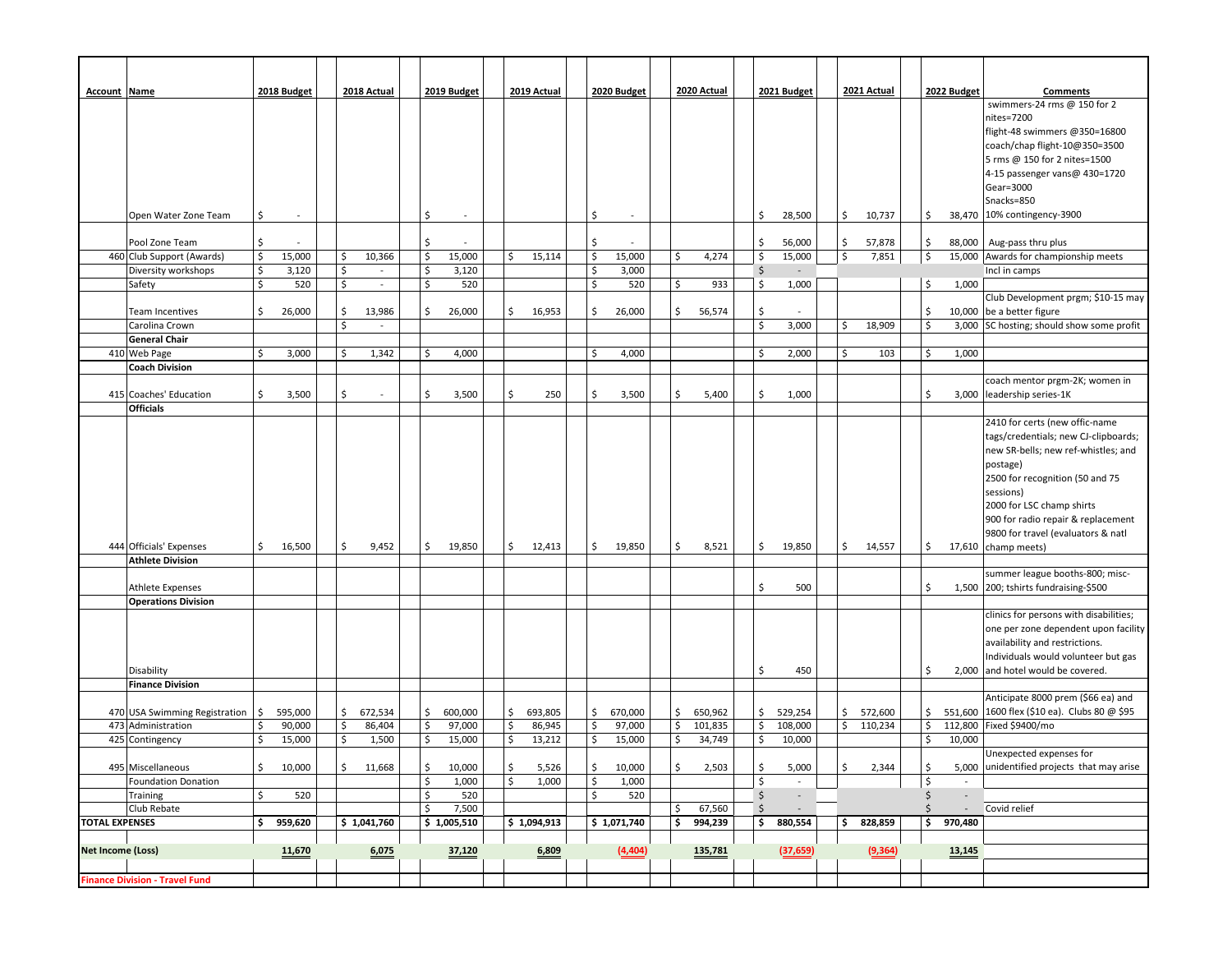| Account | Name | 2018 Budget | 2018 Actual | 2019 Budget | 2019 Actual | 2020 Budget | 2020 Actual | 2021 Budget | 2021 Actual | 2022 Budget | Comments |
|---|---|---|---|---|---|---|---|---|---|---|---|
| | Open Water Zone Team | $ - | | $ - | | $ - | | $ 28,500 | $ 10,737 | $ 38,470 | swimmers-24 rms @ 150 for 2 nites=7200<br>flight-48 swimmers @350=16800<br>coach/chap flight-10@350=3500<br>5 rms @ 150 for 2 nites=1500<br>4-15 passenger vans@ 430=1720<br>Gear=3000<br>Snacks=850<br>10% contingency-3900 |
| | Pool Zone Team | $ - | | $ - | | $ - | | $ 56,000 | $ 57,878 | $ 88,000 | Aug-pass thru plus |
| 460 | Club Support (Awards) | $ 15,000 | $ 10,366 | $ 15,000 | $ 15,114 | $ 15,000 | $ 4,274 | $ 15,000 | $ 7,851 | $ 15,000 | Awards for championship meets |
| | Diversity workshops | $ 3,120 | $ - | $ 3,120 | | $ 3,000 | | $ - | | | Incl in camps |
| | Safety | $ 520 | $ - | $ 520 | | $ 520 | $ 933 | $ 1,000 | | $ 1,000 | |
| | Team Incentives | $ 26,000 | $ 13,986 | $ 26,000 | $ 16,953 | $ 26,000 | $ 56,574 | $ - | | $ 10,000 | Club Development prgm; $10-15 may be a better figure |
| | Carolina Crown | | $ - | | | | | $ 3,000 | $ 18,909 | $ 3,000 | SC hosting; should show some profit |
| | **General Chair** | | | | | | | | | | |
| 410 | Web Page | $ 3,000 | $ 1,342 | $ 4,000 | | $ 4,000 | | $ 2,000 | $ 103 | $ 1,000 | |
| | **Coach Division** | | | | | | | | | | |
| 415 | Coaches' Education | $ 3,500 | $ - | $ 3,500 | $ 250 | $ 3,500 | $ 5,400 | $ 1,000 | | $ 3,000 | coach mentor prgm-2K; women in leadership series-1K |
| | **Officials** | | | | | | | | | | |
| 444 | Officials' Expenses | $ 16,500 | $ 9,452 | $ 19,850 | $ 12,413 | $ 19,850 | $ 8,521 | $ 19,850 | $ 14,557 | $ 17,610 | 2410 for certs (new offic-name tags/credentials; new CJ-clipboards; new SR-bells; new ref-whistles; and postage)<br>2500 for recognition (50 and 75 sessions)<br>2000 for LSC champ shirts<br>900 for radio repair & replacement<br>9800 for travel (evaluators & natl champ meets) |
| | **Athlete Division** | | | | | | | | | | |
| | Athlete Expenses | | | | | | | $ 500 | | $ 1,500 | summer league booths-800; misc-200; tshirts fundraising-$500 |
| | **Operations Division** | | | | | | | | | | |
| | Disability | | | | | | | $ 450 | | $ 2,000 | clinics for persons with disabilities; one per zone dependent upon facility availability and restrictions. Individuals would volunteer but gas and hotel would be covered. |
| | **Finance Division** | | | | | | | | | | |
| 470 | USA Swimming Registration | $ 595,000 | $ 672,534 | $ 600,000 | $ 693,805 | $ 670,000 | $ 650,962 | $ 529,254 | $ 572,600 | $ 551,600 | Anticipate 8000 prem ($66 ea) and 1600 flex ($10 ea). Clubs 80 @ $95 |
| 473 | Administration | $ 90,000 | $ 86,404 | $ 97,000 | $ 86,945 | $ 97,000 | $ 101,835 | $ 108,000 | $ 110,234 | $ 112,800 | Fixed $9400/mo |
| 425 | Contingency | $ 15,000 | $ 1,500 | $ 15,000 | $ 13,212 | $ 15,000 | $ 34,749 | $ 10,000 | | $ 10,000 | |
| 495 | Miscellaneous | $ 10,000 | $ 11,668 | $ 10,000 | $ 5,526 | $ 10,000 | $ 2,503 | $ 5,000 | $ 2,344 | $ 5,000 | Unexpected expenses for unidentified projects that may arise |
| | Foundation Donation | | | $ 1,000 | $ 1,000 | $ 1,000 | | $ - | | $ - | |
| | Training | $ 520 | | $ 520 | | $ 520 | | $ - | | $ - | |
| | Club Rebate | | | $ 7,500 | | | $ 67,560 | $ - | | $ - | Covid relief |
| **TOTAL EXPENSES** | | **$ 959,620** | **$ 1,041,760** | **$ 1,005,510** | **$ 1,094,913** | **$ 1,071,740** | **$ 994,239** | **$ 880,554** | **$ 828,859** | **$ 970,480** | |
| **Net Income (Loss)** | | **11,670** | **6,075** | **37,120** | **6,809** | **(4,404)** | **135,781** | **(37,659)** | **(9,364)** | **13,145** | |
| **Finance Division - Travel Fund** | | | | | | | | | | | |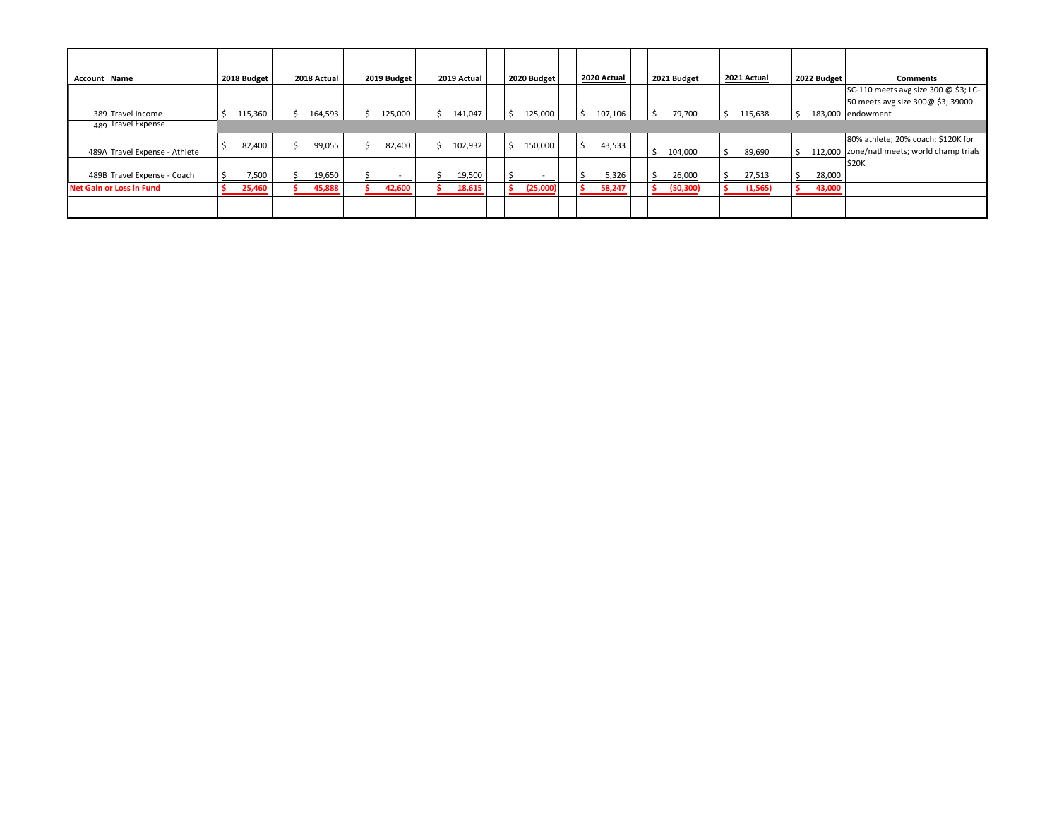| Account | Name | 2018 Budget | 2018 Actual | 2019 Budget | 2019 Actual | 2020 Budget | 2020 Actual | 2021 Budget | 2021 Actual | 2022 Budget | Comments |
|---|---|---|---|---|---|---|---|---|---|---|---|
| 389 | Travel Income | $ 115,360 | $ 164,593 | $ 125,000 | $ 141,047 | $ 125,000 | $ 107,106 | $ 79,700 | $ 115,638 | $ 183,000 | SC-110 meets avg size 300 @ $3; LC-50 meets avg size 300@ $3; 39000 endowment |
| 489 | Travel Expense | | | | | | | | | | |
| 489A | Travel Expense - Athlete | $ 82,400 | $ 99,055 | $ 82,400 | $ 102,932 | $ 150,000 | $ 43,533 | $ 104,000 | $ 89,690 | $ 112,000 | 80% athlete; 20% coach; $120K for zone/natl meets; world champ trials $20K |
| 489B | Travel Expense - Coach | $ 7,500 | $ 19,650 | $ - | $ 19,500 | $ - | $ 5,326 | $ 26,000 | $ 27,513 | $ 28,000 | |
| **Net Gain or Loss in Fund** | | **$ 25,460** | **$ 45,888** | **$ 42,600** | **$ 18,615** | **$ (25,000)** | **$ 58,247** | **$ (50,300)** | **$ (1,565)** | **$ 43,000** | |